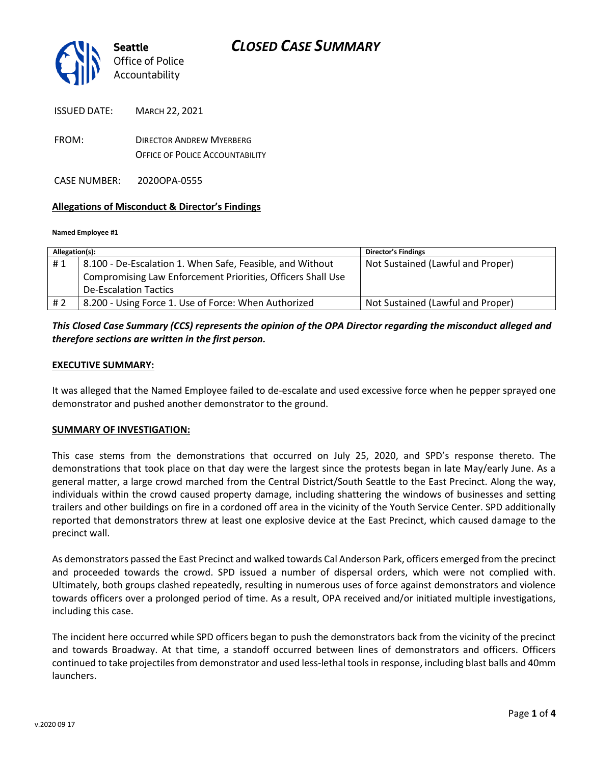# CLOSED CASE SUMMARY

Seattle Office of Police Accountability

ISSUED DATE: MARCH 22, 2021

FROM: DIRECTOR ANDREW MYERBERG
OFFICE OF POLICE ACCOUNTABILITY

CASE NUMBER: 2020OPA-0555

## Allegations of Misconduct & Director's Findings

**Named Employee #1**

| Allegation(s): | | Director's Findings |
|---|---|---|
| # 1 | 8.100 - De-Escalation 1. When Safe, Feasible, and Without Compromising Law Enforcement Priorities, Officers Shall Use De-Escalation Tactics | Not Sustained (Lawful and Proper) |
| # 2 | 8.200 - Using Force 1. Use of Force: When Authorized | Not Sustained (Lawful and Proper) |

***This Closed Case Summary (CCS) represents the opinion of the OPA Director regarding the misconduct alleged and therefore sections are written in the first person.***

## EXECUTIVE SUMMARY:

It was alleged that the Named Employee failed to de-escalate and used excessive force when he pepper sprayed one demonstrator and pushed another demonstrator to the ground.

## SUMMARY OF INVESTIGATION:

This case stems from the demonstrations that occurred on July 25, 2020, and SPD's response thereto. The demonstrations that took place on that day were the largest since the protests began in late May/early June. As a general matter, a large crowd marched from the Central District/South Seattle to the East Precinct. Along the way, individuals within the crowd caused property damage, including shattering the windows of businesses and setting trailers and other buildings on fire in a cordoned off area in the vicinity of the Youth Service Center. SPD additionally reported that demonstrators threw at least one explosive device at the East Precinct, which caused damage to the precinct wall.

As demonstrators passed the East Precinct and walked towards Cal Anderson Park, officers emerged from the precinct and proceeded towards the crowd. SPD issued a number of dispersal orders, which were not complied with. Ultimately, both groups clashed repeatedly, resulting in numerous uses of force against demonstrators and violence towards officers over a prolonged period of time. As a result, OPA received and/or initiated multiple investigations, including this case.

The incident here occurred while SPD officers began to push the demonstrators back from the vicinity of the precinct and towards Broadway. At that time, a standoff occurred between lines of demonstrators and officers. Officers continued to take projectiles from demonstrator and used less-lethal tools in response, including blast balls and 40mm launchers.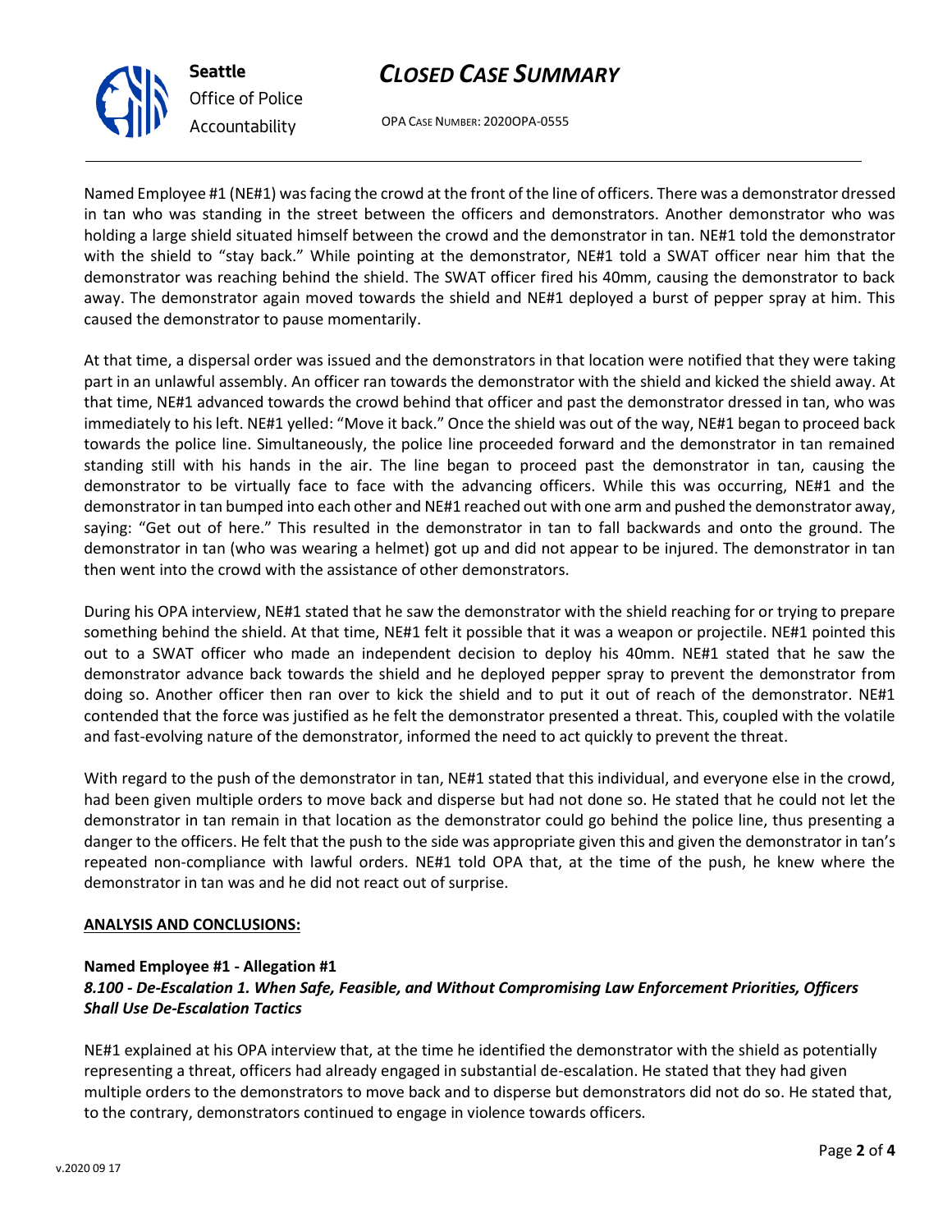Named Employee #1 (NE#1) was facing the crowd at the front of the line of officers. There was a demonstrator dressed in tan who was standing in the street between the officers and demonstrators. Another demonstrator who was holding a large shield situated himself between the crowd and the demonstrator in tan. NE#1 told the demonstrator with the shield to "stay back." While pointing at the demonstrator, NE#1 told a SWAT officer near him that the demonstrator was reaching behind the shield. The SWAT officer fired his 40mm, causing the demonstrator to back away. The demonstrator again moved towards the shield and NE#1 deployed a burst of pepper spray at him. This caused the demonstrator to pause momentarily.

At that time, a dispersal order was issued and the demonstrators in that location were notified that they were taking part in an unlawful assembly. An officer ran towards the demonstrator with the shield and kicked the shield away. At that time, NE#1 advanced towards the crowd behind that officer and past the demonstrator dressed in tan, who was immediately to his left. NE#1 yelled: "Move it back." Once the shield was out of the way, NE#1 began to proceed back towards the police line. Simultaneously, the police line proceeded forward and the demonstrator in tan remained standing still with his hands in the air. The line began to proceed past the demonstrator in tan, causing the demonstrator to be virtually face to face with the advancing officers. While this was occurring, NE#1 and the demonstrator in tan bumped into each other and NE#1 reached out with one arm and pushed the demonstrator away, saying: "Get out of here." This resulted in the demonstrator in tan to fall backwards and onto the ground. The demonstrator in tan (who was wearing a helmet) got up and did not appear to be injured. The demonstrator in tan then went into the crowd with the assistance of other demonstrators.

During his OPA interview, NE#1 stated that he saw the demonstrator with the shield reaching for or trying to prepare something behind the shield. At that time, NE#1 felt it possible that it was a weapon or projectile. NE#1 pointed this out to a SWAT officer who made an independent decision to deploy his 40mm. NE#1 stated that he saw the demonstrator advance back towards the shield and he deployed pepper spray to prevent the demonstrator from doing so. Another officer then ran over to kick the shield and to put it out of reach of the demonstrator. NE#1 contended that the force was justified as he felt the demonstrator presented a threat. This, coupled with the volatile and fast-evolving nature of the demonstrator, informed the need to act quickly to prevent the threat.

With regard to the push of the demonstrator in tan, NE#1 stated that this individual, and everyone else in the crowd, had been given multiple orders to move back and disperse but had not done so. He stated that he could not let the demonstrator in tan remain in that location as the demonstrator could go behind the police line, thus presenting a danger to the officers. He felt that the push to the side was appropriate given this and given the demonstrator in tan's repeated non-compliance with lawful orders. NE#1 told OPA that, at the time of the push, he knew where the demonstrator in tan was and he did not react out of surprise.

## ANALYSIS AND CONCLUSIONS:

**Named Employee #1 - Allegation #1**
***8.100 - De-Escalation 1. When Safe, Feasible, and Without Compromising Law Enforcement Priorities, Officers Shall Use De-Escalation Tactics***

NE#1 explained at his OPA interview that, at the time he identified the demonstrator with the shield as potentially representing a threat, officers had already engaged in substantial de-escalation. He stated that they had given multiple orders to the demonstrators to move back and to disperse but demonstrators did not do so. He stated that, to the contrary, demonstrators continued to engage in violence towards officers.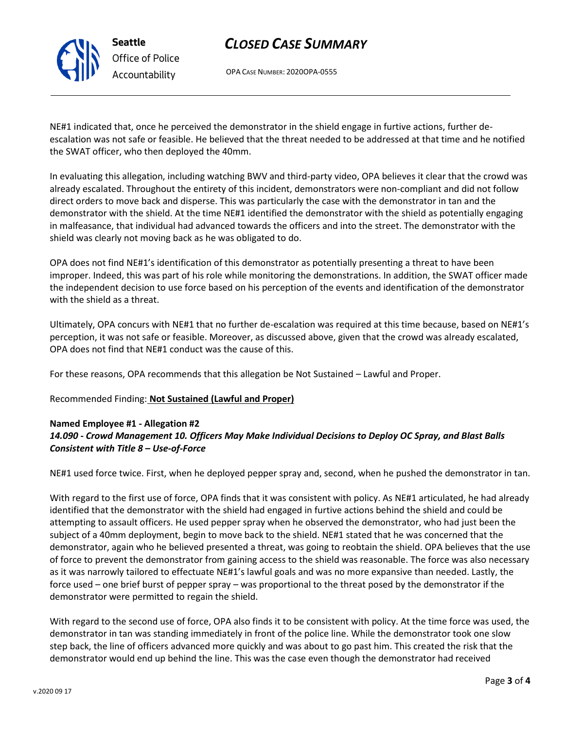NE#1 indicated that, once he perceived the demonstrator in the shield engage in furtive actions, further de-escalation was not safe or feasible. He believed that the threat needed to be addressed at that time and he notified the SWAT officer, who then deployed the 40mm.

In evaluating this allegation, including watching BWV and third-party video, OPA believes it clear that the crowd was already escalated. Throughout the entirety of this incident, demonstrators were non-compliant and did not follow direct orders to move back and disperse. This was particularly the case with the demonstrator in tan and the demonstrator with the shield. At the time NE#1 identified the demonstrator with the shield as potentially engaging in malfeasance, that individual had advanced towards the officers and into the street. The demonstrator with the shield was clearly not moving back as he was obligated to do.

OPA does not find NE#1's identification of this demonstrator as potentially presenting a threat to have been improper. Indeed, this was part of his role while monitoring the demonstrations. In addition, the SWAT officer made the independent decision to use force based on his perception of the events and identification of the demonstrator with the shield as a threat.

Ultimately, OPA concurs with NE#1 that no further de-escalation was required at this time because, based on NE#1's perception, it was not safe or feasible. Moreover, as discussed above, given that the crowd was already escalated, OPA does not find that NE#1 conduct was the cause of this.

For these reasons, OPA recommends that this allegation be Not Sustained – Lawful and Proper.

Recommended Finding: **Not Sustained (Lawful and Proper)**

**Named Employee #1 - Allegation #2**
***14.090 - Crowd Management 10. Officers May Make Individual Decisions to Deploy OC Spray, and Blast Balls Consistent with Title 8 – Use-of-Force***

NE#1 used force twice. First, when he deployed pepper spray and, second, when he pushed the demonstrator in tan.

With regard to the first use of force, OPA finds that it was consistent with policy. As NE#1 articulated, he had already identified that the demonstrator with the shield had engaged in furtive actions behind the shield and could be attempting to assault officers. He used pepper spray when he observed the demonstrator, who had just been the subject of a 40mm deployment, begin to move back to the shield. NE#1 stated that he was concerned that the demonstrator, again who he believed presented a threat, was going to reobtain the shield. OPA believes that the use of force to prevent the demonstrator from gaining access to the shield was reasonable. The force was also necessary as it was narrowly tailored to effectuate NE#1's lawful goals and was no more expansive than needed. Lastly, the force used – one brief burst of pepper spray – was proportional to the threat posed by the demonstrator if the demonstrator were permitted to regain the shield.

With regard to the second use of force, OPA also finds it to be consistent with policy. At the time force was used, the demonstrator in tan was standing immediately in front of the police line. While the demonstrator took one slow step back, the line of officers advanced more quickly and was about to go past him. This created the risk that the demonstrator would end up behind the line. This was the case even though the demonstrator had received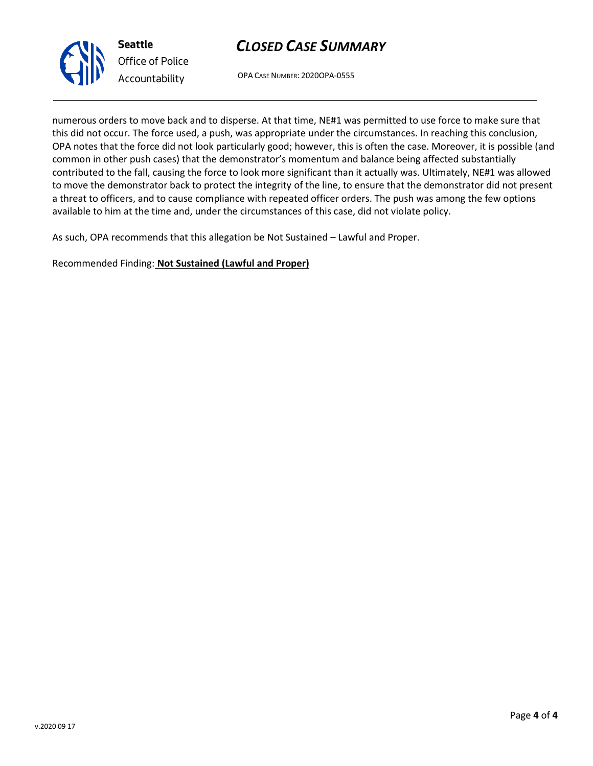numerous orders to move back and to disperse. At that time, NE#1 was permitted to use force to make sure that this did not occur. The force used, a push, was appropriate under the circumstances. In reaching this conclusion, OPA notes that the force did not look particularly good; however, this is often the case. Moreover, it is possible (and common in other push cases) that the demonstrator's momentum and balance being affected substantially contributed to the fall, causing the force to look more significant than it actually was. Ultimately, NE#1 was allowed to move the demonstrator back to protect the integrity of the line, to ensure that the demonstrator did not present a threat to officers, and to cause compliance with repeated officer orders. The push was among the few options available to him at the time and, under the circumstances of this case, did not violate policy.

As such, OPA recommends that this allegation be Not Sustained – Lawful and Proper.

Recommended Finding: **Not Sustained (Lawful and Proper)**